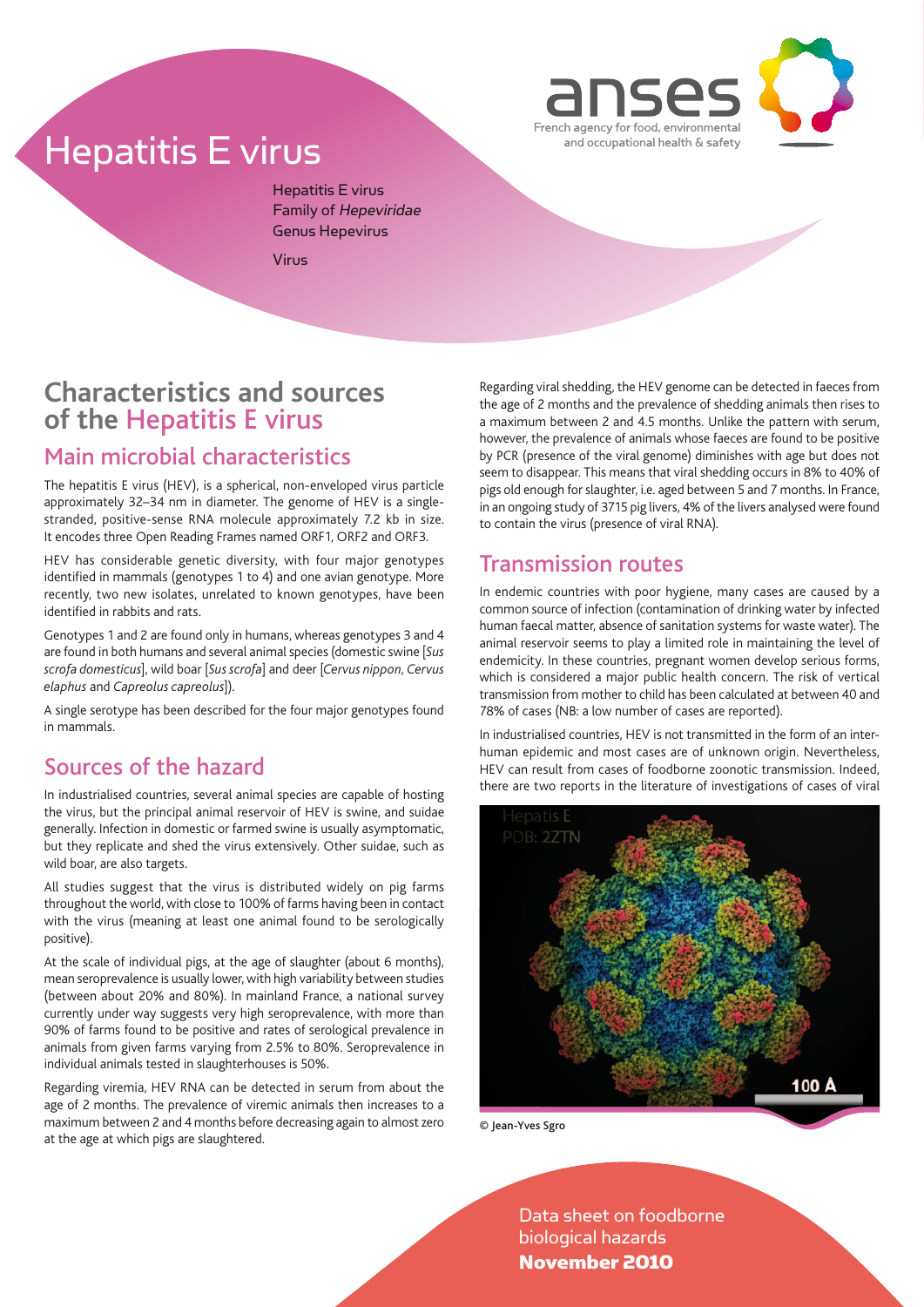# Hepatitis E virus

Hepatitis E virus
Family of *Hepeviridae*
Genus Hepevirus

Virus

## Characteristics and sources of the Hepatitis E virus

### Main microbial characteristics

The hepatitis E virus (HEV), is a spherical, non-enveloped virus particle approximately 32–34 nm in diameter. The genome of HEV is a single-stranded, positive-sense RNA molecule approximately 7.2 kb in size. It encodes three Open Reading Frames named ORF1, ORF2 and ORF3.

HEV has considerable genetic diversity, with four major genotypes identified in mammals (genotypes 1 to 4) and one avian genotype. More recently, two new isolates, unrelated to known genotypes, have been identified in rabbits and rats.

Genotypes 1 and 2 are found only in humans, whereas genotypes 3 and 4 are found in both humans and several animal species (domestic swine [*Sus scrofa domesticus*], wild boar [*Sus scrofa*] and deer [*Cervus nippon*, *Cervus elaphus* and *Capreolus capreolus*]).

A single serotype has been described for the four major genotypes found in mammals.

### Sources of the hazard

In industrialised countries, several animal species are capable of hosting the virus, but the principal animal reservoir of HEV is swine, and suidae generally. Infection in domestic or farmed swine is usually asymptomatic, but they replicate and shed the virus extensively. Other suidae, such as wild boar, are also targets.

All studies suggest that the virus is distributed widely on pig farms throughout the world, with close to 100% of farms having been in contact with the virus (meaning at least one animal found to be serologically positive).

At the scale of individual pigs, at the age of slaughter (about 6 months), mean seroprevalence is usually lower, with high variability between studies (between about 20% and 80%). In mainland France, a national survey currently under way suggests very high seroprevalence, with more than 90% of farms found to be positive and rates of serological prevalence in animals from given farms varying from 2.5% to 80%. Seroprevalence in individual animals tested in slaughterhouses is 50%.

Regarding viremia, HEV RNA can be detected in serum from about the age of 2 months. The prevalence of viremic animals then increases to a maximum between 2 and 4 months before decreasing again to almost zero at the age at which pigs are slaughtered.

Regarding viral shedding, the HEV genome can be detected in faeces from the age of 2 months and the prevalence of shedding animals then rises to a maximum between 2 and 4.5 months. Unlike the pattern with serum, however, the prevalence of animals whose faeces are found to be positive by PCR (presence of the viral genome) diminishes with age but does not seem to disappear. This means that viral shedding occurs in 8% to 40% of pigs old enough for slaughter, i.e. aged between 5 and 7 months. In France, in an ongoing study of 3715 pig livers, 4% of the livers analysed were found to contain the virus (presence of viral RNA).

### Transmission routes

In endemic countries with poor hygiene, many cases are caused by a common source of infection (contamination of drinking water by infected human faecal matter, absence of sanitation systems for waste water). The animal reservoir seems to play a limited role in maintaining the level of endemicity. In these countries, pregnant women develop serious forms, which is considered a major public health concern. The risk of vertical transmission from mother to child has been calculated at between 40 and 78% of cases (NB: a low number of cases are reported).

In industrialised countries, HEV is not transmitted in the form of an inter-human epidemic and most cases are of unknown origin. Nevertheless, HEV can result from cases of foodborne zoonotic transmission. Indeed, there are two reports in the literature of investigations of cases of viral

© Jean-Yves Sgro

Data sheet on foodborne biological hazards
**November 2010**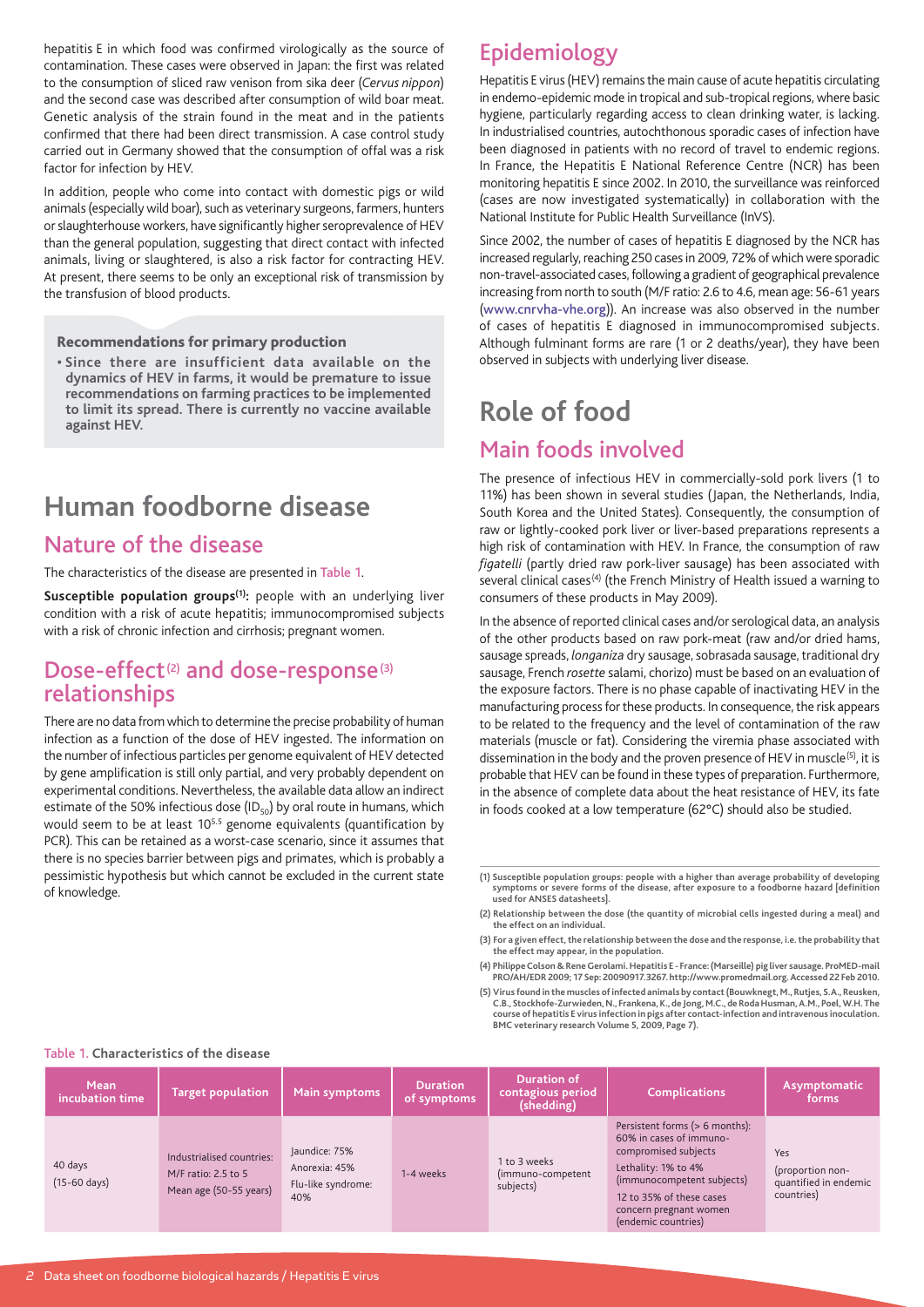hepatitis E in which food was confirmed virologically as the source of contamination. These cases were observed in Japan: the first was related to the consumption of sliced raw venison from sika deer (*Cervus nippon*) and the second case was described after consumption of wild boar meat. Genetic analysis of the strain found in the meat and in the patients confirmed that there had been direct transmission. A case control study carried out in Germany showed that the consumption of offal was a risk factor for infection by HEV.

In addition, people who come into contact with domestic pigs or wild animals (especially wild boar), such as veterinary surgeons, farmers, hunters or slaughterhouse workers, have significantly higher seroprevalence of HEV than the general population, suggesting that direct contact with infected animals, living or slaughtered, is also a risk factor for contracting HEV. At present, there seems to be only an exceptional risk of transmission by the transfusion of blood products.

**Recommendations for primary production**

- **Since there are insufficient data available on the dynamics of HEV in farms, it would be premature to issue recommendations on farming practices to be implemented to limit its spread. There is currently no vaccine available against HEV.**

# Human foodborne disease

## Nature of the disease

The characteristics of the disease are presented in Table 1.

**Susceptible population groups[1]:** people with an underlying liver condition with a risk of acute hepatitis; immunocompromised subjects with a risk of chronic infection and cirrhosis; pregnant women.

## Dose-effect[2] and dose-response[3] relationships

There are no data from which to determine the precise probability of human infection as a function of the dose of HEV ingested. The information on the number of infectious particles per genome equivalent of HEV detected by gene amplification is still only partial, and very probably dependent on experimental conditions. Nevertheless, the available data allow an indirect estimate of the 50% infectious dose ($ID_{50}$) by oral route in humans, which would seem to be at least $10^{5.5}$ genome equivalents (quantification by PCR). This can be retained as a worst-case scenario, since it assumes that there is no species barrier between pigs and primates, which is probably a pessimistic hypothesis but which cannot be excluded in the current state of knowledge.

## Epidemiology

Hepatitis E virus (HEV) remains the main cause of acute hepatitis circulating in endemo-epidemic mode in tropical and sub-tropical regions, where basic hygiene, particularly regarding access to clean drinking water, is lacking. In industrialised countries, autochthonous sporadic cases of infection have been diagnosed in patients with no record of travel to endemic regions. In France, the Hepatitis E National Reference Centre (NCR) has been monitoring hepatitis E since 2002. In 2010, the surveillance was reinforced (cases are now investigated systematically) in collaboration with the National Institute for Public Health Surveillance (InVS).

Since 2002, the number of cases of hepatitis E diagnosed by the NCR has increased regularly, reaching 250 cases in 2009, 72% of which were sporadic non-travel-associated cases, following a gradient of geographical prevalence increasing from north to south (M/F ratio: 2.6 to 4.6, mean age: 56-61 years (www.cnrvha-vhe.org)). An increase was also observed in the number of cases of hepatitis E diagnosed in immunocompromised subjects. Although fulminant forms are rare (1 or 2 deaths/year), they have been observed in subjects with underlying liver disease.

# Role of food

## Main foods involved

The presence of infectious HEV in commercially-sold pork livers (1 to 11%) has been shown in several studies (Japan, the Netherlands, India, South Korea and the United States). Consequently, the consumption of raw or lightly-cooked pork liver or liver-based preparations represents a high risk of contamination with HEV. In France, the consumption of raw *figatelli* (partly dried raw pork-liver sausage) has been associated with several clinical cases[4] (the French Ministry of Health issued a warning to consumers of these products in May 2009).

In the absence of reported clinical cases and/or serological data, an analysis of the other products based on raw pork-meat (raw and/or dried hams, sausage spreads, *longaniza* dry sausage, sobrasada sausage, traditional dry sausage, French *rosette* salami, chorizo) must be based on an evaluation of the exposure factors. There is no phase capable of inactivating HEV in the manufacturing process for these products. In consequence, the risk appears to be related to the frequency and the level of contamination of the raw materials (muscle or fat). Considering the viremia phase associated with dissemination in the body and the proven presence of HEV in muscle[5], it is probable that HEV can be found in these types of preparation. Furthermore, in the absence of complete data about the heat resistance of HEV, its fate in foods cooked at a low temperature (62°C) should also be studied.

(1) Susceptible population groups: people with a higher than average probability of developing symptoms or severe forms of the disease, after exposure to a foodborne hazard [definition used for ANSES datasheets].

(2) Relationship between the dose (the quantity of microbial cells ingested during a meal) and the effect on an individual.

(3) For a given effect, the relationship between the dose and the response, i.e. the probability that the effect may appear, in the population.

(4) Philippe Colson & Rene Gerolami. Hepatitis E - France: (Marseille) pig liver sausage. ProMED-mail PRO/AH/EDR 2009; 17 Sep: 20090917.3267. http://www.promedmail.org. Accessed 22 Feb 2010.

(5) Virus found in the muscles of infected animals by contact (Bouwknegt, M., Rutjes, S.A., Reusken, C.B., Stockhofe-Zurwieden, N., Frankena, K., de Jong, M.C., de Roda Husman, A.M., Poel, W.H. The course of hepatitis E virus infection in pigs after contact-infection and intravenous inoculation. BMC veterinary research Volume 5, 2009, Page 7).

Table 1. Characteristics of the disease

| Mean incubation time | Target population | Main symptoms | Duration of symptoms | Duration of contagious period (shedding) | Complications | Asymptomatic forms |
|---|---|---|---|---|---|---|
| 40 days (15-60 days) | Industrialised countries: M/F ratio: 2.5 to 5 Mean age (50-55 years) | Jaundice: 75% Anorexia: 45% Flu-like syndrome: 40% | 1-4 weeks | 1 to 3 weeks (immuno-competent subjects) | Persistent forms (> 6 months): 60% in cases of immuno-compromised subjects Lethality: 1% to 4% (immunocompetent subjects) 12 to 35% of these cases concern pregnant women (endemic countries) | Yes (proportion non-quantified in endemic countries) |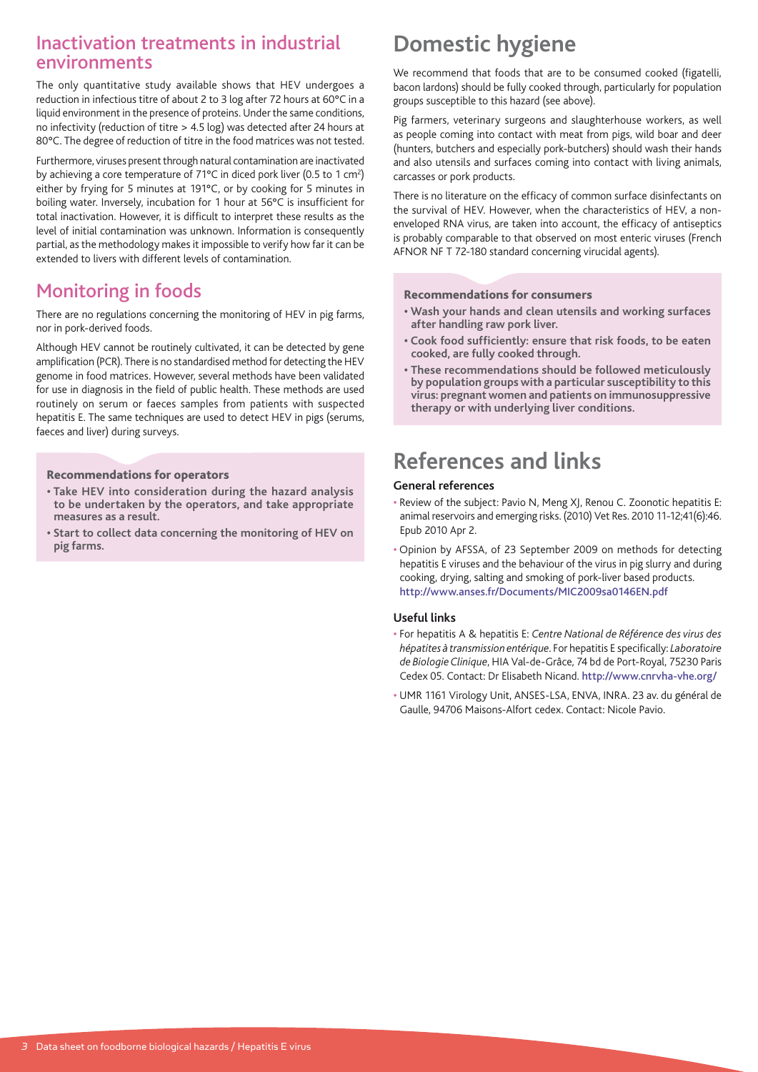## Inactivation treatments in industrial environments

The only quantitative study available shows that HEV undergoes a reduction in infectious titre of about 2 to 3 log after 72 hours at 60°C in a liquid environment in the presence of proteins. Under the same conditions, no infectivity (reduction of titre > 4.5 log) was detected after 24 hours at 80°C. The degree of reduction of titre in the food matrices was not tested.

Furthermore, viruses present through natural contamination are inactivated by achieving a core temperature of 71°C in diced pork liver (0.5 to 1 $cm^2$) either by frying for 5 minutes at 191°C, or by cooking for 5 minutes in boiling water. Inversely, incubation for 1 hour at 56°C is insufficient for total inactivation. However, it is difficult to interpret these results as the level of initial contamination was unknown. Information is consequently partial, as the methodology makes it impossible to verify how far it can be extended to livers with different levels of contamination.

## Monitoring in foods

There are no regulations concerning the monitoring of HEV in pig farms, nor in pork-derived foods.

Although HEV cannot be routinely cultivated, it can be detected by gene amplification (PCR). There is no standardised method for detecting the HEV genome in food matrices. However, several methods have been validated for use in diagnosis in the field of public health. These methods are used routinely on serum or faeces samples from patients with suspected hepatitis E. The same techniques are used to detect HEV in pigs (serums, faeces and liver) during surveys.

**Recommendations for operators**

- **Take HEV into consideration during the hazard analysis to be undertaken by the operators, and take appropriate measures as a result.**
- **Start to collect data concerning the monitoring of HEV on pig farms.**

# Domestic hygiene

We recommend that foods that are to be consumed cooked (figatelli, bacon lardons) should be fully cooked through, particularly for population groups susceptible to this hazard (see above).

Pig farmers, veterinary surgeons and slaughterhouse workers, as well as people coming into contact with meat from pigs, wild boar and deer (hunters, butchers and especially pork-butchers) should wash their hands and also utensils and surfaces coming into contact with living animals, carcasses or pork products.

There is no literature on the efficacy of common surface disinfectants on the survival of HEV. However, when the characteristics of HEV, a non-enveloped RNA virus, are taken into account, the efficacy of antiseptics is probably comparable to that observed on most enteric viruses (French AFNOR NF T 72-180 standard concerning virucidal agents).

**Recommendations for consumers**

- **Wash your hands and clean utensils and working surfaces after handling raw pork liver.**
- **Cook food sufficiently: ensure that risk foods, to be eaten cooked, are fully cooked through.**
- **These recommendations should be followed meticulously by population groups with a particular susceptibility to this virus: pregnant women and patients on immunosuppressive therapy or with underlying liver conditions.**

# References and links

### General references

- Review of the subject: Pavio N, Meng XJ, Renou C. Zoonotic hepatitis E: animal reservoirs and emerging risks. (2010) Vet Res. 2010 11-12;41(6):46. Epub 2010 Apr 2.
- Opinion by AFSSA, of 23 September 2009 on methods for detecting hepatitis E viruses and the behaviour of the virus in pig slurry and during cooking, drying, salting and smoking of pork-liver based products. http://www.anses.fr/Documents/MIC2009sa0146EN.pdf

### Useful links

- For hepatitis A & hepatitis E: *Centre National de Référence des virus des hépatites à transmission entérique*. For hepatitis E specifically: *Laboratoire de Biologie Clinique*, HIA Val-de-Grâce, 74 bd de Port-Royal, 75230 Paris Cedex 05. Contact: Dr Elisabeth Nicand. http://www.cnrvha-vhe.org/
- UMR 1161 Virology Unit, ANSES-LSA, ENVA, INRA. 23 av. du général de Gaulle, 94706 Maisons-Alfort cedex. Contact: Nicole Pavio.